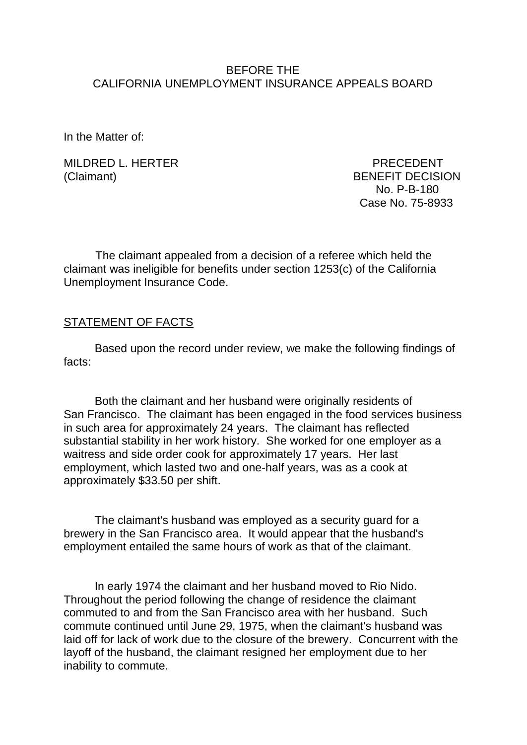BEFORE THE
CALIFORNIA UNEMPLOYMENT INSURANCE APPEALS BOARD

In the Matter of:

MILDRED L. HERTER
(Claimant)

PRECEDENT
BENEFIT DECISION
No. P-B-180
Case No. 75-8933

The claimant appealed from a decision of a referee which held the claimant was ineligible for benefits under section 1253(c) of the California Unemployment Insurance Code.

STATEMENT OF FACTS

Based upon the record under review, we make the following findings of facts:

Both the claimant and her husband were originally residents of San Francisco. The claimant has been engaged in the food services business in such area for approximately 24 years. The claimant has reflected substantial stability in her work history. She worked for one employer as a waitress and side order cook for approximately 17 years. Her last employment, which lasted two and one-half years, was as a cook at approximately $33.50 per shift.

The claimant's husband was employed as a security guard for a brewery in the San Francisco area. It would appear that the husband's employment entailed the same hours of work as that of the claimant.

In early 1974 the claimant and her husband moved to Rio Nido. Throughout the period following the change of residence the claimant commuted to and from the San Francisco area with her husband. Such commute continued until June 29, 1975, when the claimant's husband was laid off for lack of work due to the closure of the brewery. Concurrent with the layoff of the husband, the claimant resigned her employment due to her inability to commute.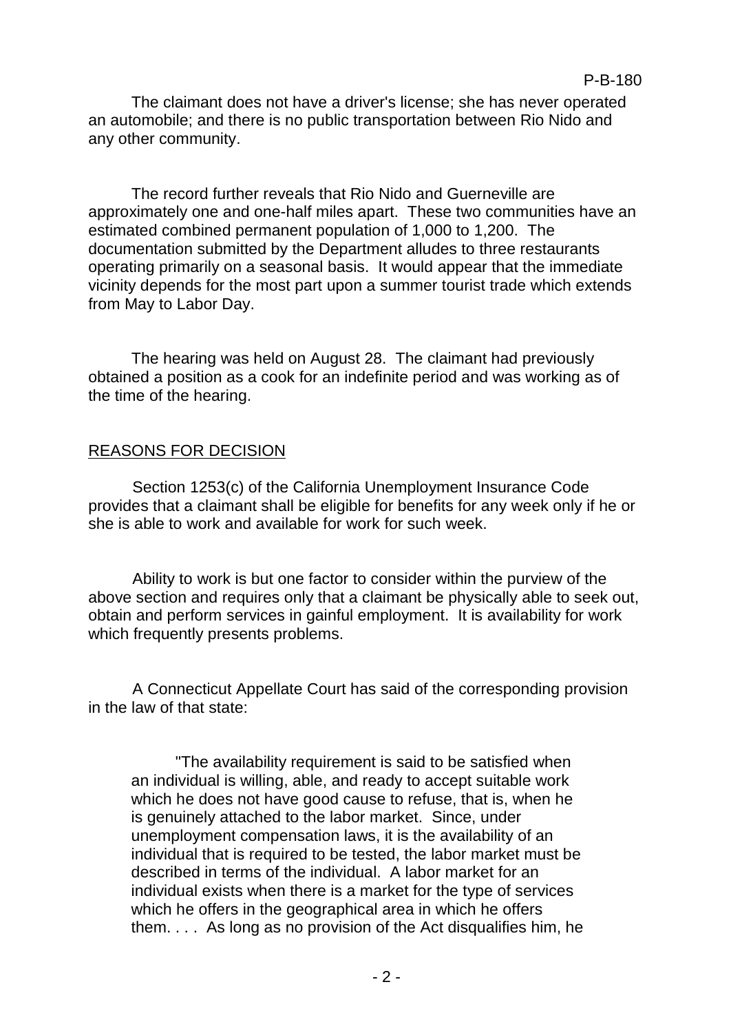The claimant does not have a driver's license; she has never operated an automobile; and there is no public transportation between Rio Nido and any other community.

The record further reveals that Rio Nido and Guerneville are approximately one and one-half miles apart. These two communities have an estimated combined permanent population of 1,000 to 1,200. The documentation submitted by the Department alludes to three restaurants operating primarily on a seasonal basis. It would appear that the immediate vicinity depends for the most part upon a summer tourist trade which extends from May to Labor Day.

The hearing was held on August 28. The claimant had previously obtained a position as a cook for an indefinite period and was working as of the time of the hearing.

## REASONS FOR DECISION

Section 1253(c) of the California Unemployment Insurance Code provides that a claimant shall be eligible for benefits for any week only if he or she is able to work and available for work for such week.

Ability to work is but one factor to consider within the purview of the above section and requires only that a claimant be physically able to seek out, obtain and perform services in gainful employment. It is availability for work which frequently presents problems.

A Connecticut Appellate Court has said of the corresponding provision in the law of that state:

> "The availability requirement is said to be satisfied when an individual is willing, able, and ready to accept suitable work which he does not have good cause to refuse, that is, when he is genuinely attached to the labor market. Since, under unemployment compensation laws, it is the availability of an individual that is required to be tested, the labor market must be described in terms of the individual. A labor market for an individual exists when there is a market for the type of services which he offers in the geographical area in which he offers them. . . . As long as no provision of the Act disqualifies him, he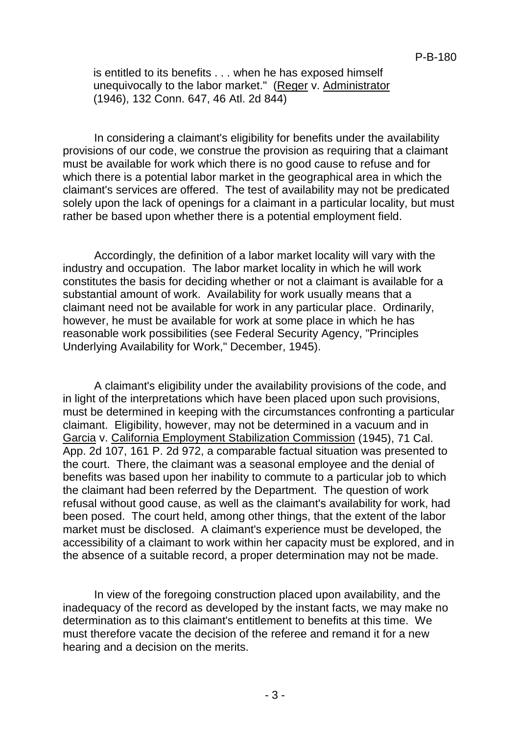is entitled to its benefits . . . when he has exposed himself unequivocally to the labor market." (Reger v. Administrator (1946), 132 Conn. 647, 46 Atl. 2d 844)

In considering a claimant's eligibility for benefits under the availability provisions of our code, we construe the provision as requiring that a claimant must be available for work which there is no good cause to refuse and for which there is a potential labor market in the geographical area in which the claimant's services are offered. The test of availability may not be predicated solely upon the lack of openings for a claimant in a particular locality, but must rather be based upon whether there is a potential employment field.

Accordingly, the definition of a labor market locality will vary with the industry and occupation. The labor market locality in which he will work constitutes the basis for deciding whether or not a claimant is available for a substantial amount of work. Availability for work usually means that a claimant need not be available for work in any particular place. Ordinarily, however, he must be available for work at some place in which he has reasonable work possibilities (see Federal Security Agency, "Principles Underlying Availability for Work," December, 1945).

A claimant's eligibility under the availability provisions of the code, and in light of the interpretations which have been placed upon such provisions, must be determined in keeping with the circumstances confronting a particular claimant. Eligibility, however, may not be determined in a vacuum and in Garcia v. California Employment Stabilization Commission (1945), 71 Cal. App. 2d 107, 161 P. 2d 972, a comparable factual situation was presented to the court. There, the claimant was a seasonal employee and the denial of benefits was based upon her inability to commute to a particular job to which the claimant had been referred by the Department. The question of work refusal without good cause, as well as the claimant's availability for work, had been posed. The court held, among other things, that the extent of the labor market must be disclosed. A claimant's experience must be developed, the accessibility of a claimant to work within her capacity must be explored, and in the absence of a suitable record, a proper determination may not be made.

In view of the foregoing construction placed upon availability, and the inadequacy of the record as developed by the instant facts, we may make no determination as to this claimant's entitlement to benefits at this time. We must therefore vacate the decision of the referee and remand it for a new hearing and a decision on the merits.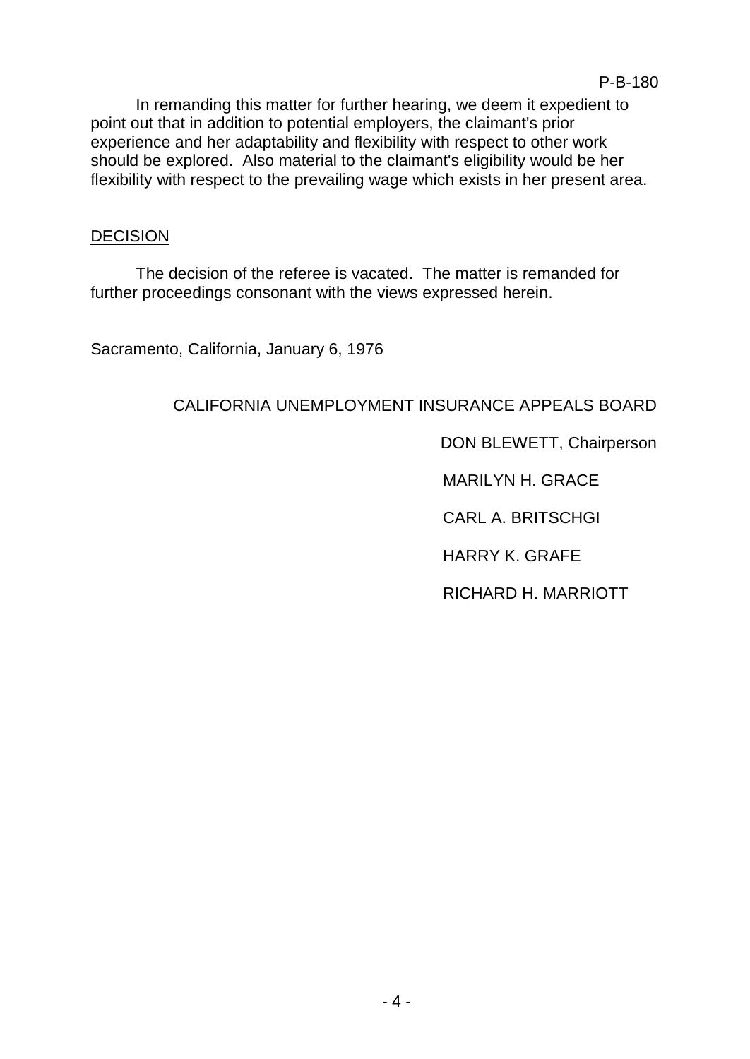In remanding this matter for further hearing, we deem it expedient to point out that in addition to potential employers, the claimant's prior experience and her adaptability and flexibility with respect to other work should be explored. Also material to the claimant's eligibility would be her flexibility with respect to the prevailing wage which exists in her present area.

## DECISION

The decision of the referee is vacated. The matter is remanded for further proceedings consonant with the views expressed herein.

Sacramento, California, January 6, 1976

CALIFORNIA UNEMPLOYMENT INSURANCE APPEALS BOARD

DON BLEWETT, Chairperson

MARILYN H. GRACE

CARL A. BRITSCHGI

HARRY K. GRAFE

RICHARD H. MARRIOTT